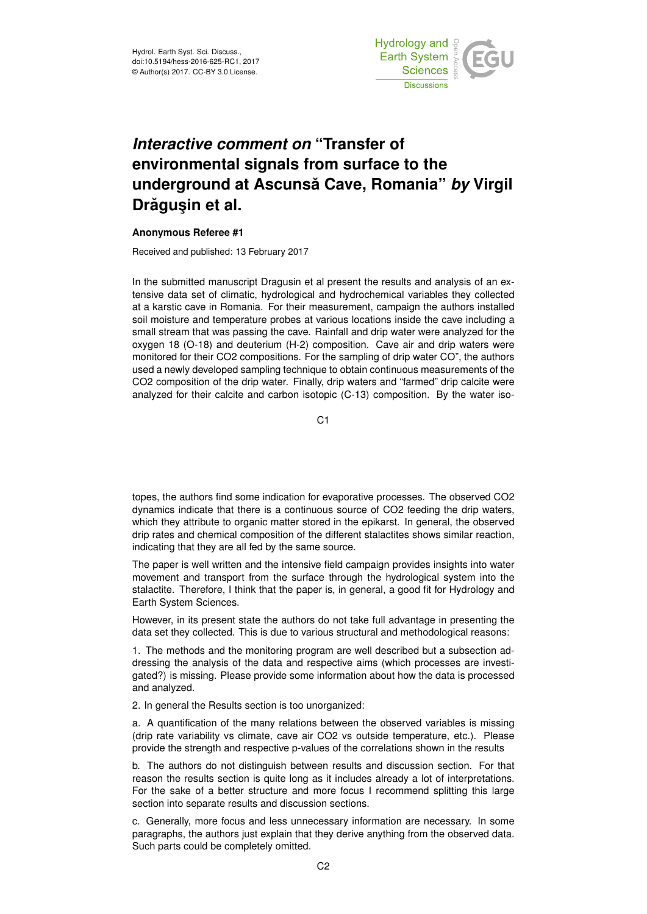# *Interactive comment on* "Transfer of environmental signals from surface to the underground at Ascunsă Cave, Romania" *by* Virgil Drăguşin et al.

**Anonymous Referee #1**

Received and published: 13 February 2017

In the submitted manuscript Dragusin et al present the results and analysis of an extensive data set of climatic, hydrological and hydrochemical variables they collected at a karstic cave in Romania. For their measurement, campaign the authors installed soil moisture and temperature probes at various locations inside the cave including a small stream that was passing the cave. Rainfall and drip water were analyzed for the oxygen 18 (O-18) and deuterium (H-2) composition. Cave air and drip waters were monitored for their CO2 compositions. For the sampling of drip water CO", the authors used a newly developed sampling technique to obtain continuous measurements of the CO2 composition of the drip water. Finally, drip waters and "farmed" drip calcite were analyzed for their calcite and carbon isotopic (C-13) composition. By the water isotopes, the authors find some indication for evaporative processes. The observed CO2 dynamics indicate that there is a continuous source of CO2 feeding the drip waters, which they attribute to organic matter stored in the epikarst. In general, the observed drip rates and chemical composition of the different stalactites shows similar reaction, indicating that they are all fed by the same source.

The paper is well written and the intensive field campaign provides insights into water movement and transport from the surface through the hydrological system into the stalactite. Therefore, I think that the paper is, in general, a good fit for Hydrology and Earth System Sciences.

However, in its present state the authors do not take full advantage in presenting the data set they collected. This is due to various structural and methodological reasons:

1. The methods and the monitoring program are well described but a subsection addressing the analysis of the data and respective aims (which processes are investigated?) is missing. Please provide some information about how the data is processed and analyzed.

2. In general the Results section is too unorganized:

a. A quantification of the many relations between the observed variables is missing (drip rate variability vs climate, cave air CO2 vs outside temperature, etc.). Please provide the strength and respective p-values of the correlations shown in the results

b. The authors do not distinguish between results and discussion section. For that reason the results section is quite long as it includes already a lot of interpretations. For the sake of a better structure and more focus I recommend splitting this large section into separate results and discussion sections.

c. Generally, more focus and less unnecessary information are necessary. In some paragraphs, the authors just explain that they derive anything from the observed data. Such parts could be completely omitted.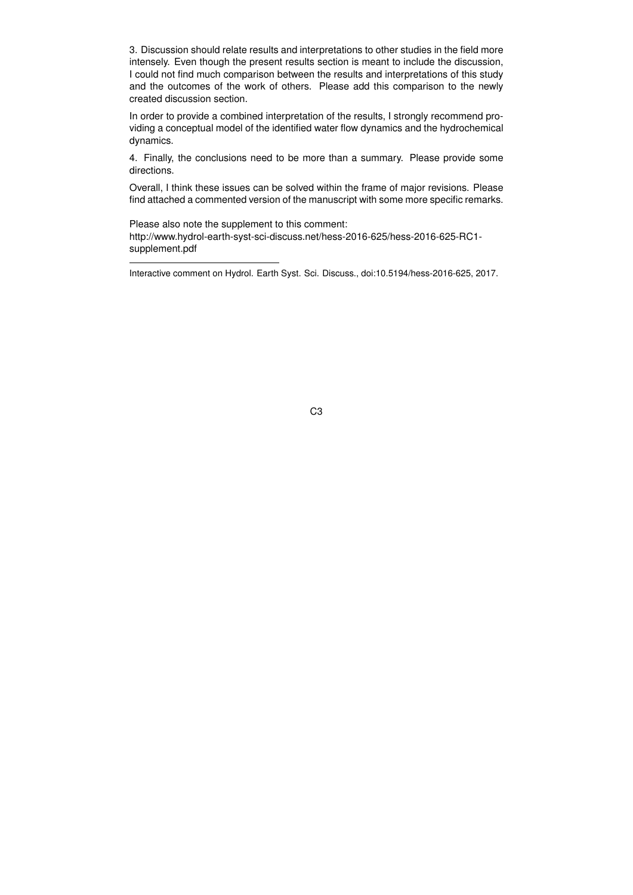3. Discussion should relate results and interpretations to other studies in the field more intensely. Even though the present results section is meant to include the discussion, I could not find much comparison between the results and interpretations of this study and the outcomes of the work of others. Please add this comparison to the newly created discussion section.

In order to provide a combined interpretation of the results, I strongly recommend providing a conceptual model of the identified water flow dynamics and the hydrochemical dynamics.

4. Finally, the conclusions need to be more than a summary. Please provide some directions.

Overall, I think these issues can be solved within the frame of major revisions. Please find attached a commented version of the manuscript with some more specific remarks.

Please also note the supplement to this comment:
http://www.hydrol-earth-syst-sci-discuss.net/hess-2016-625/hess-2016-625-RC1-supplement.pdf

---

Interactive comment on Hydrol. Earth Syst. Sci. Discuss., doi:10.5194/hess-2016-625, 2017.